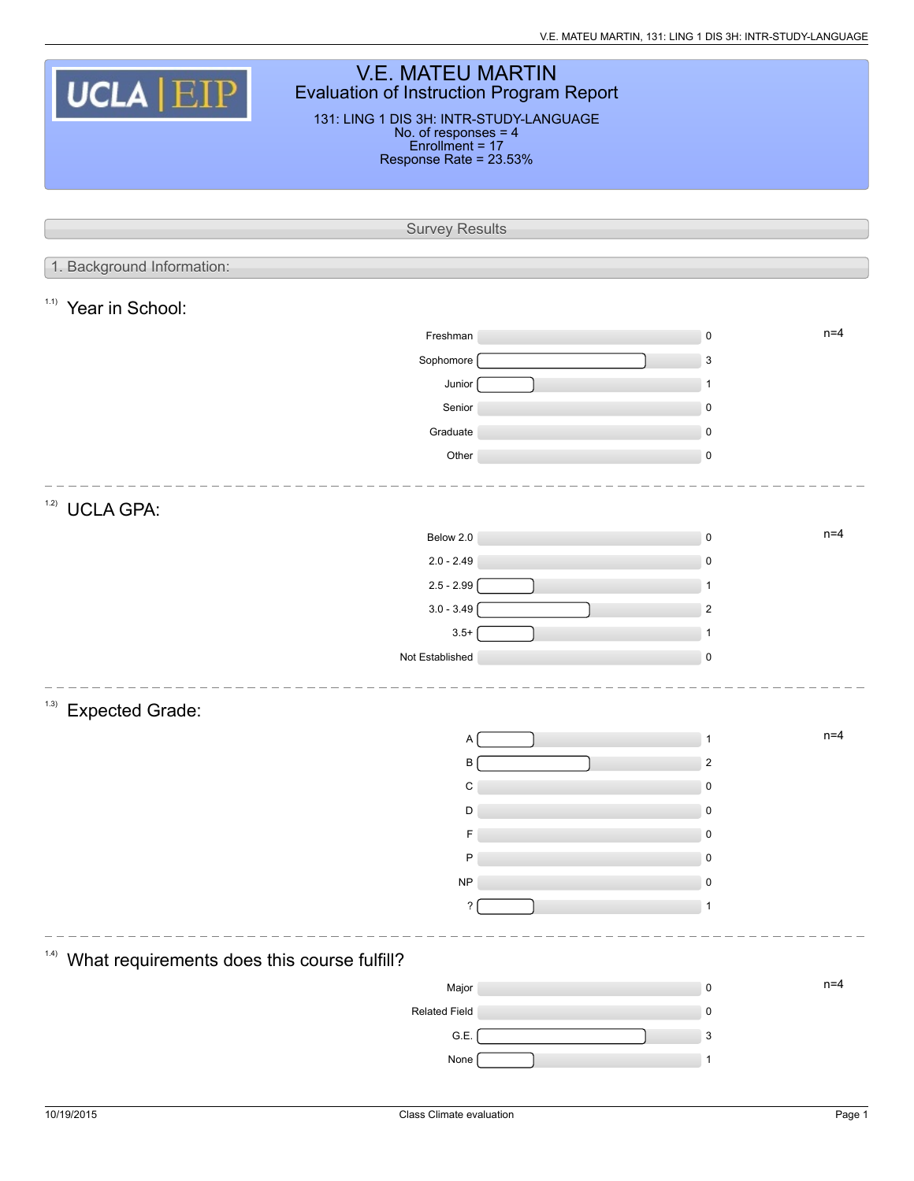# V.E. MATEU MARTIN

## Evaluation of Instruction Program Report

131: LING 1 DIS 3H: INTR-STUDY-LANGUAGE
No. of responses = 4
Enrollment = 17
Response Rate = 23.53%

## Survey Results

### 1. Background Information:

#### 1.1) Year in School:

n=4

| Response | Count |
| --- | --- |
| Freshman | 0 |
| Sophomore | 3 |
| Junior | 1 |
| Senior | 0 |
| Graduate | 0 |
| Other | 0 |

#### 1.2) UCLA GPA:

n=4

| Response | Count |
| --- | --- |
| Below 2.0 | 0 |
| 2.0 - 2.49 | 0 |
| 2.5 - 2.99 | 1 |
| 3.0 - 3.49 | 2 |
| 3.5+ | 1 |
| Not Established | 0 |

#### 1.3) Expected Grade:

n=4

| Response | Count |
| --- | --- |
| A | 1 |
| B | 2 |
| C | 0 |
| D | 0 |
| F | 0 |
| P | 0 |
| NP | 0 |
| ? | 1 |

#### 1.4) What requirements does this course fulfill?

n=4

| Response | Count |
| --- | --- |
| Major | 0 |
| Related Field | 0 |
| G.E. | 3 |
| None | 1 |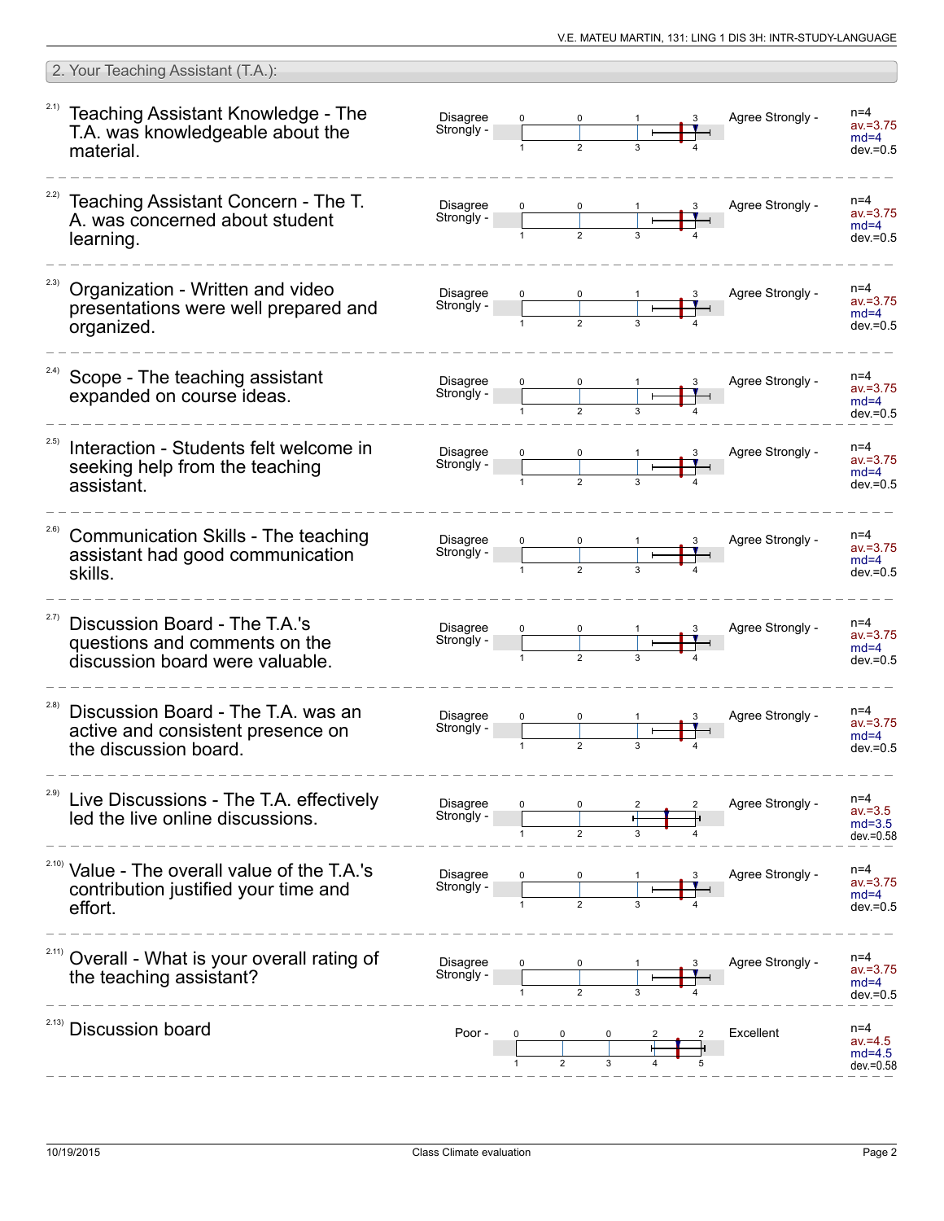## 2. Your Teaching Assistant (T.A.):

| # | Question | Left label | Response counts (1 / 2 / 3 / 4 / 5) | Right label | n | av. | md | dev. |
|---|---|---|---|---|---|---|---|---|
| 2.1) | Teaching Assistant Knowledge - The T.A. was knowledgeable about the material. | Disagree Strongly | 0 / 0 / 1 / 3 | Agree Strongly | 4 | 3.75 | 4 | 0.5 |
| 2.2) | Teaching Assistant Concern - The T. A. was concerned about student learning. | Disagree Strongly | 0 / 0 / 1 / 3 | Agree Strongly | 4 | 3.75 | 4 | 0.5 |
| 2.3) | Organization - Written and video presentations were well prepared and organized. | Disagree Strongly | 0 / 0 / 1 / 3 | Agree Strongly | 4 | 3.75 | 4 | 0.5 |
| 2.4) | Scope - The teaching assistant expanded on course ideas. | Disagree Strongly | 0 / 0 / 1 / 3 | Agree Strongly | 4 | 3.75 | 4 | 0.5 |
| 2.5) | Interaction - Students felt welcome in seeking help from the teaching assistant. | Disagree Strongly | 0 / 0 / 1 / 3 | Agree Strongly | 4 | 3.75 | 4 | 0.5 |
| 2.6) | Communication Skills - The teaching assistant had good communication skills. | Disagree Strongly | 0 / 0 / 1 / 3 | Agree Strongly | 4 | 3.75 | 4 | 0.5 |
| 2.7) | Discussion Board - The T.A.'s questions and comments on the discussion board were valuable. | Disagree Strongly | 0 / 0 / 1 / 3 | Agree Strongly | 4 | 3.75 | 4 | 0.5 |
| 2.8) | Discussion Board - The T.A. was an active and consistent presence on the discussion board. | Disagree Strongly | 0 / 0 / 1 / 3 | Agree Strongly | 4 | 3.75 | 4 | 0.5 |
| 2.9) | Live Discussions - The T.A. effectively led the live online discussions. | Disagree Strongly | 0 / 0 / 2 / 2 | Agree Strongly | 4 | 3.5 | 3.5 | 0.58 |
| 2.10) | Value - The overall value of the T.A.'s contribution justified your time and effort. | Disagree Strongly | 0 / 0 / 1 / 3 | Agree Strongly | 4 | 3.75 | 4 | 0.5 |
| 2.11) | Overall - What is your overall rating of the teaching assistant? | Disagree Strongly | 0 / 0 / 1 / 3 | Agree Strongly | 4 | 3.75 | 4 | 0.5 |
| 2.13) | Discussion board | Poor | 0 / 0 / 0 / 2 / 2 | Excellent | 4 | 4.5 | 4.5 | 0.58 |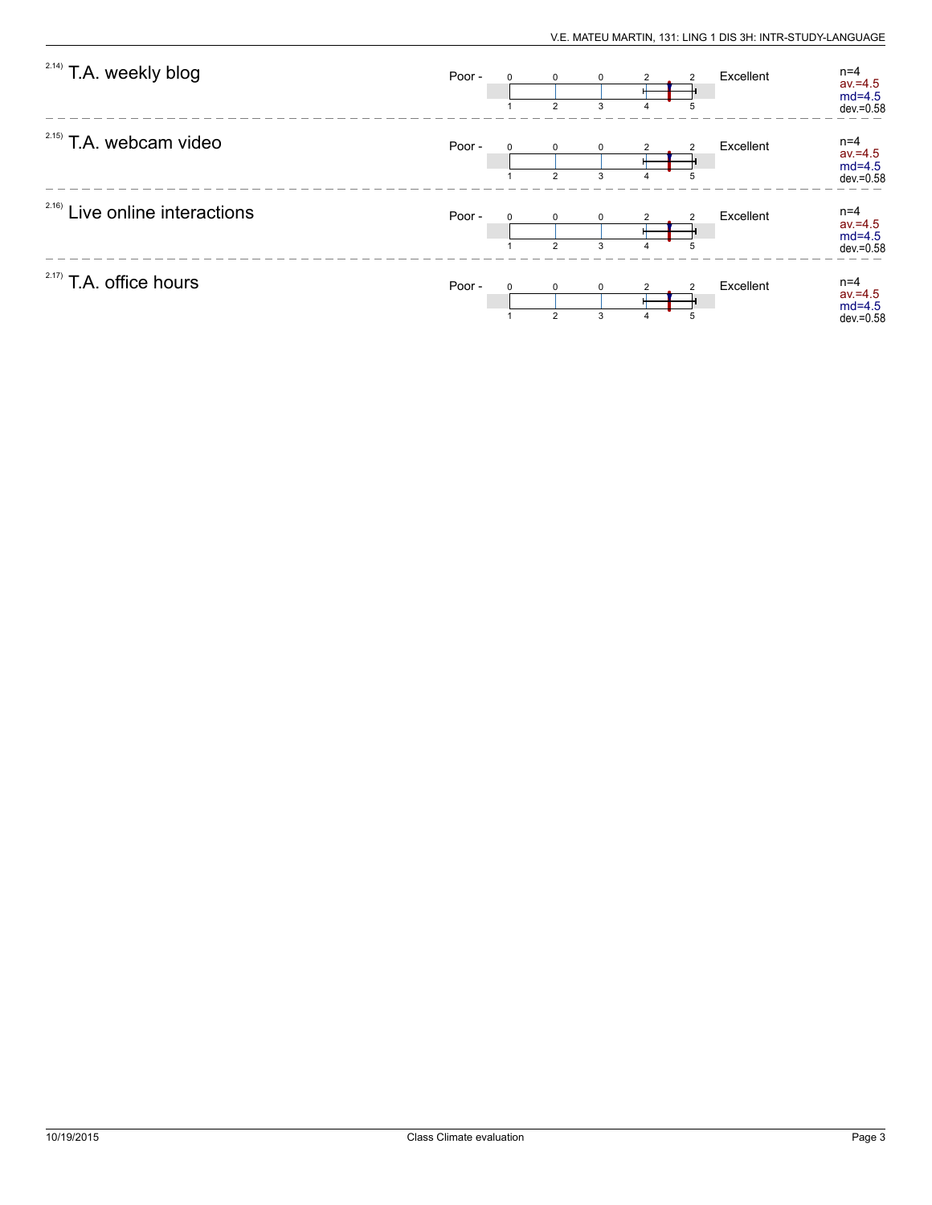| Item | | Counts (1 / 2 / 3 / 4 / 5) | | Statistics |
|---|---|---|---|---|
| 2.14) T.A. weekly blog | Poor - | 0 / 0 / 0 / 2 / 2 | Excellent | n=4, av.=4.5, md=4.5, dev.=0.58 |
| 2.15) T.A. webcam video | Poor - | 0 / 0 / 0 / 2 / 2 | Excellent | n=4, av.=4.5, md=4.5, dev.=0.58 |
| 2.16) Live online interactions | Poor - | 0 / 0 / 0 / 2 / 2 | Excellent | n=4, av.=4.5, md=4.5, dev.=0.58 |
| 2.17) T.A. office hours | Poor - | 0 / 0 / 0 / 2 / 2 | Excellent | n=4, av.=4.5, md=4.5, dev.=0.58 |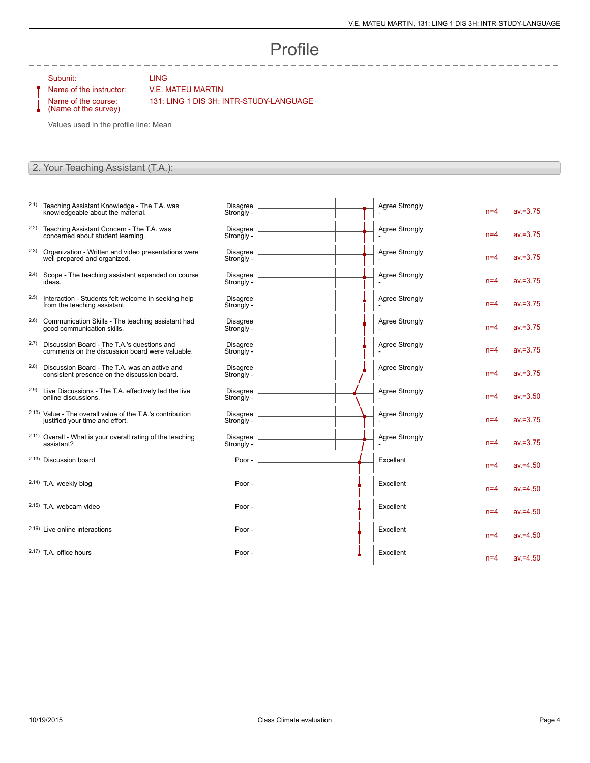# Profile

| | |
|---|---|
| Subunit: | LING |
| Name of the instructor: | V.E. MATEU MARTIN |
| Name of the course: (Name of the survey) | 131: LING 1 DIS 3H: INTR-STUDY-LANGUAGE |

Values used in the profile line: Mean

## 2. Your Teaching Assistant (T.A.):

| | Item | Left pole | Right pole | n | av. |
|---|---|---|---|---|---|
| 2.1) | Teaching Assistant Knowledge - The T.A. was knowledgeable about the material. | Disagree Strongly - | Agree Strongly - | n=4 | av.=3.75 |
| 2.2) | Teaching Assistant Concern - The T.A. was concerned about student learning. | Disagree Strongly - | Agree Strongly - | n=4 | av.=3.75 |
| 2.3) | Organization - Written and video presentations were well prepared and organized. | Disagree Strongly - | Agree Strongly - | n=4 | av.=3.75 |
| 2.4) | Scope - The teaching assistant expanded on course ideas. | Disagree Strongly - | Agree Strongly - | n=4 | av.=3.75 |
| 2.5) | Interaction - Students felt welcome in seeking help from the teaching assistant. | Disagree Strongly - | Agree Strongly - | n=4 | av.=3.75 |
| 2.6) | Communication Skills - The teaching assistant had good communication skills. | Disagree Strongly - | Agree Strongly - | n=4 | av.=3.75 |
| 2.7) | Discussion Board - The T.A.'s questions and comments on the discussion board were valuable. | Disagree Strongly - | Agree Strongly - | n=4 | av.=3.75 |
| 2.8) | Discussion Board - The T.A. was an active and consistent presence on the discussion board. | Disagree Strongly - | Agree Strongly - | n=4 | av.=3.75 |
| 2.9) | Live Discussions - The T.A. effectively led the live online discussions. | Disagree Strongly - | Agree Strongly - | n=4 | av.=3.50 |
| 2.10) | Value - The overall value of the T.A.'s contribution justified your time and effort. | Disagree Strongly - | Agree Strongly - | n=4 | av.=3.75 |
| 2.11) | Overall - What is your overall rating of the teaching assistant? | Disagree Strongly - | Agree Strongly - | n=4 | av.=3.75 |
| 2.13) | Discussion board | Poor - | Excellent | n=4 | av.=4.50 |
| 2.14) | T.A. weekly blog | Poor - | Excellent | n=4 | av.=4.50 |
| 2.15) | T.A. webcam video | Poor - | Excellent | n=4 | av.=4.50 |
| 2.16) | Live online interactions | Poor - | Excellent | n=4 | av.=4.50 |
| 2.17) | T.A. office hours | Poor - | Excellent | n=4 | av.=4.50 |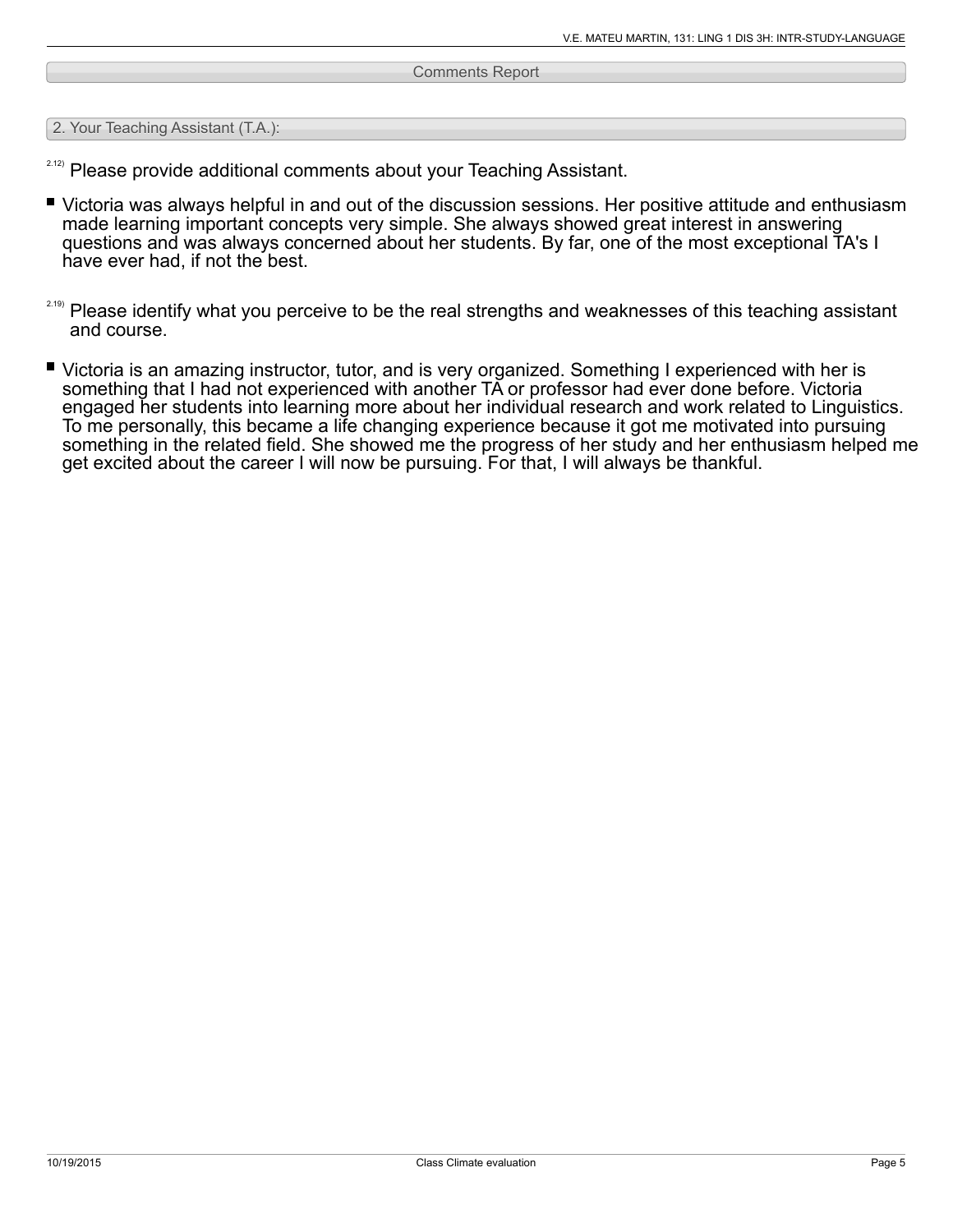## Comments Report

### 2. Your Teaching Assistant (T.A.):

2.12) Please provide additional comments about your Teaching Assistant.

- Victoria was always helpful in and out of the discussion sessions. Her positive attitude and enthusiasm made learning important concepts very simple. She always showed great interest in answering questions and was always concerned about her students. By far, one of the most exceptional TA's I have ever had, if not the best.

2.19) Please identify what you perceive to be the real strengths and weaknesses of this teaching assistant and course.

- Victoria is an amazing instructor, tutor, and is very organized. Something I experienced with her is something that I had not experienced with another TA or professor had ever done before. Victoria engaged her students into learning more about her individual research and work related to Linguistics. To me personally, this became a life changing experience because it got me motivated into pursuing something in the related field. She showed me the progress of her study and her enthusiasm helped me get excited about the career I will now be pursuing. For that, I will always be thankful.